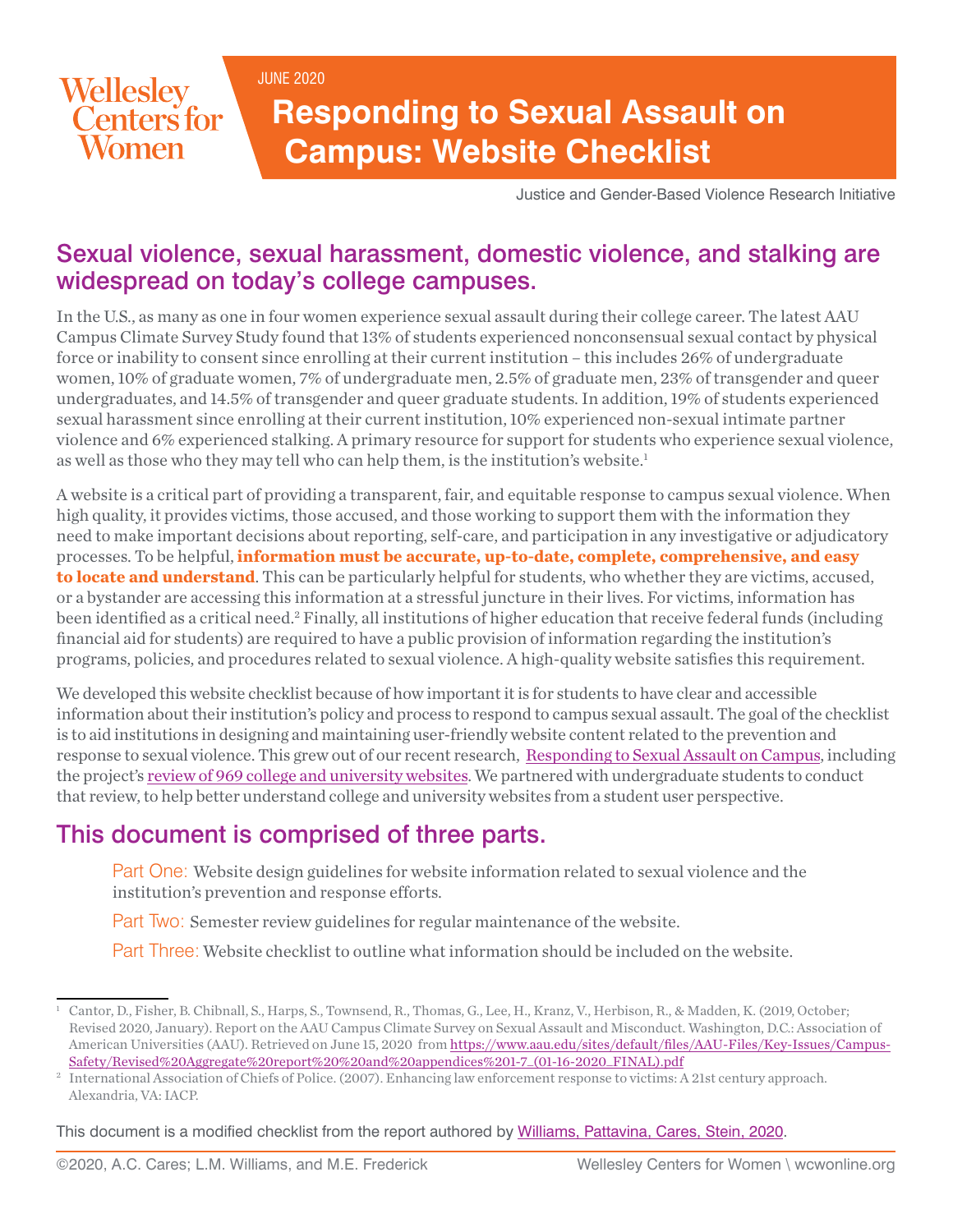Wellesley Centers for Women

JUNE 2020

# Responding to Sexual Assault on Campus: Website Checklist

Justice and Gender-Based Violence Research Initiative

## Sexual violence, sexual harassment, domestic violence, and stalking are widespread on today's college campuses.

In the U.S., as many as one in four women experience sexual assault during their college career. The latest AAU Campus Climate Survey Study found that 13% of students experienced nonconsensual sexual contact by physical force or inability to consent since enrolling at their current institution – this includes 26% of undergraduate women, 10% of graduate women, 7% of undergraduate men, 2.5% of graduate men, 23% of transgender and queer undergraduates, and 14.5% of transgender and queer graduate students. In addition, 19% of students experienced sexual harassment since enrolling at their current institution, 10% experienced non-sexual intimate partner violence and 6% experienced stalking. A primary resource for support for students who experience sexual violence, as well as those who they may tell who can help them, is the institution's website.[1]

A website is a critical part of providing a transparent, fair, and equitable response to campus sexual violence. When high quality, it provides victims, those accused, and those working to support them with the information they need to make important decisions about reporting, self-care, and participation in any investigative or adjudicatory processes. To be helpful, **information must be accurate, up-to-date, complete, comprehensive, and easy to locate and understand**. This can be particularly helpful for students, who whether they are victims, accused, or a bystander are accessing this information at a stressful juncture in their lives. For victims, information has been identified as a critical need.[2] Finally, all institutions of higher education that receive federal funds (including financial aid for students) are required to have a public provision of information regarding the institution's programs, policies, and procedures related to sexual violence. A high-quality website satisfies this requirement.

We developed this website checklist because of how important it is for students to have clear and accessible information about their institution's policy and process to respond to campus sexual assault. The goal of the checklist is to aid institutions in designing and maintaining user-friendly website content related to the prevention and response to sexual violence. This grew out of our recent research, Responding to Sexual Assault on Campus, including the project's review of 969 college and university websites. We partnered with undergraduate students to conduct that review, to help better understand college and university websites from a student user perspective.

## This document is comprised of three parts.

- Part One: Website design guidelines for website information related to sexual violence and the institution's prevention and response efforts.
- Part Two: Semester review guidelines for regular maintenance of the website.
- Part Three: Website checklist to outline what information should be included on the website.

---

[1] Cantor, D., Fisher, B. Chibnall, S., Harps, S., Townsend, R., Thomas, G., Lee, H., Kranz, V., Herbison, R., & Madden, K. (2019, October; Revised 2020, January). Report on the AAU Campus Climate Survey on Sexual Assault and Misconduct. Washington, D.C.: Association of American Universities (AAU). Retrieved on June 15, 2020 from https://www.aau.edu/sites/default/files/AAU-Files/Key-Issues/Campus-Safety/Revised%20Aggregate%20report%20%20and%20appendices%201-7_(01-16-2020_FINAL).pdf

[2] International Association of Chiefs of Police. (2007). Enhancing law enforcement response to victims: A 21st century approach. Alexandria, VA: IACP.

This document is a modified checklist from the report authored by Williams, Pattavina, Cares, Stein, 2020.

©2020, A.C. Cares; L.M. Williams, and M.E. Frederick

Wellesley Centers for Women \ wcwonline.org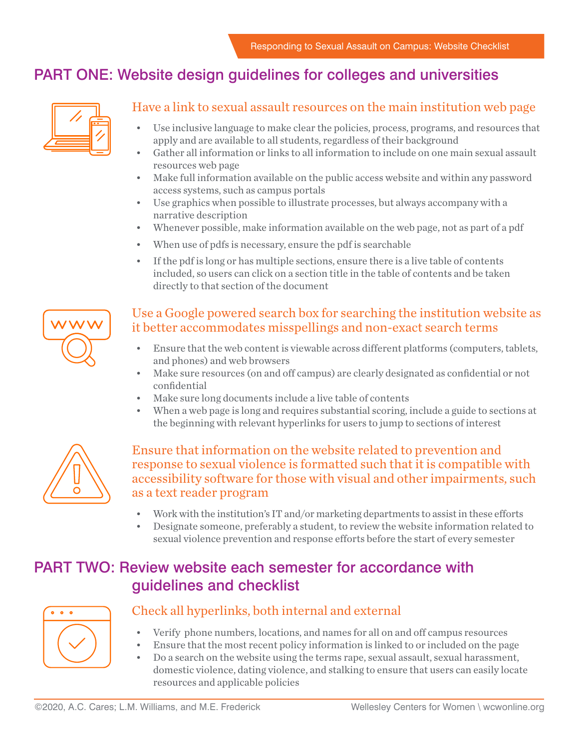## PART ONE: Website design guidelines for colleges and universities

### Have a link to sexual assault resources on the main institution web page

- Use inclusive language to make clear the policies, process, programs, and resources that apply and are available to all students, regardless of their background
- Gather all information or links to all information to include on one main sexual assault resources web page
- Make full information available on the public access website and within any password access systems, such as campus portals
- Use graphics when possible to illustrate processes, but always accompany with a narrative description
- Whenever possible, make information available on the web page, not as part of a pdf
- When use of pdfs is necessary, ensure the pdf is searchable
- If the pdf is long or has multiple sections, ensure there is a live table of contents included, so users can click on a section title in the table of contents and be taken directly to that section of the document

### Use a Google powered search box for searching the institution website as it better accommodates misspellings and non-exact search terms

- Ensure that the web content is viewable across different platforms (computers, tablets, and phones) and web browsers
- Make sure resources (on and off campus) are clearly designated as confidential or not confidential
- Make sure long documents include a live table of contents
- When a web page is long and requires substantial scoring, include a guide to sections at the beginning with relevant hyperlinks for users to jump to sections of interest

### Ensure that information on the website related to prevention and response to sexual violence is formatted such that it is compatible with accessibility software for those with visual and other impairments, such as a text reader program

- Work with the institution's IT and/or marketing departments to assist in these efforts
- Designate someone, preferably a student, to review the website information related to sexual violence prevention and response efforts before the start of every semester

## PART TWO: Review website each semester for accordance with guidelines and checklist

### Check all hyperlinks, both internal and external

- Verify phone numbers, locations, and names for all on and off campus resources
- Ensure that the most recent policy information is linked to or included on the page
- Do a search on the website using the terms rape, sexual assault, sexual harassment, domestic violence, dating violence, and stalking to ensure that users can easily locate resources and applicable policies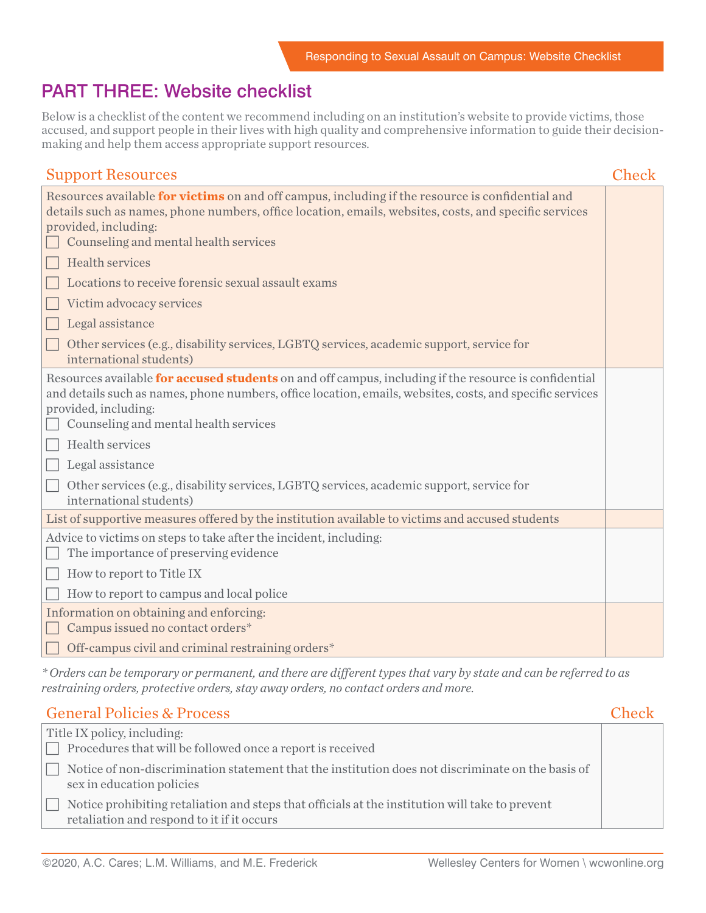## PART THREE: Website checklist

Below is a checklist of the content we recommend including on an institution's website to provide victims, those accused, and support people in their lives with high quality and comprehensive information to guide their decision-making and help them access appropriate support resources.

| Support Resources | Check |
| --- | --- |
| Resources available **for victims** on and off campus, including if the resource is confidential and details such as names, phone numbers, office location, emails, websites, costs, and specific services provided, including:<br>☐ Counseling and mental health services<br>☐ Health services<br>☐ Locations to receive forensic sexual assault exams<br>☐ Victim advocacy services<br>☐ Legal assistance<br>☐ Other services (e.g., disability services, LGBTQ services, academic support, service for international students) | |
| Resources available **for accused students** on and off campus, including if the resource is confidential and details such as names, phone numbers, office location, emails, websites, costs, and specific services provided, including:<br>☐ Counseling and mental health services<br>☐ Health services<br>☐ Legal assistance<br>☐ Other services (e.g., disability services, LGBTQ services, academic support, service for international students) | |
| List of supportive measures offered by the institution available to victims and accused students | |
| Advice to victims on steps to take after the incident, including:<br>☐ The importance of preserving evidence<br>☐ How to report to Title IX<br>☐ How to report to campus and local police | |
| Information on obtaining and enforcing:<br>☐ Campus issued no contact orders*<br>☐ Off-campus civil and criminal restraining orders* | |

*\* Orders can be temporary or permanent, and there are different types that vary by state and can be referred to as restraining orders, protective orders, stay away orders, no contact orders and more.*

| General Policies & Process | Check |
| --- | --- |
| Title IX policy, including:<br>☐ Procedures that will be followed once a report is received<br>☐ Notice of non-discrimination statement that the institution does not discriminate on the basis of sex in education policies<br>☐ Notice prohibiting retaliation and steps that officials at the institution will take to prevent retaliation and respond to it if it occurs | |

©2020, A.C. Cares; L.M. Williams, and M.E. Frederick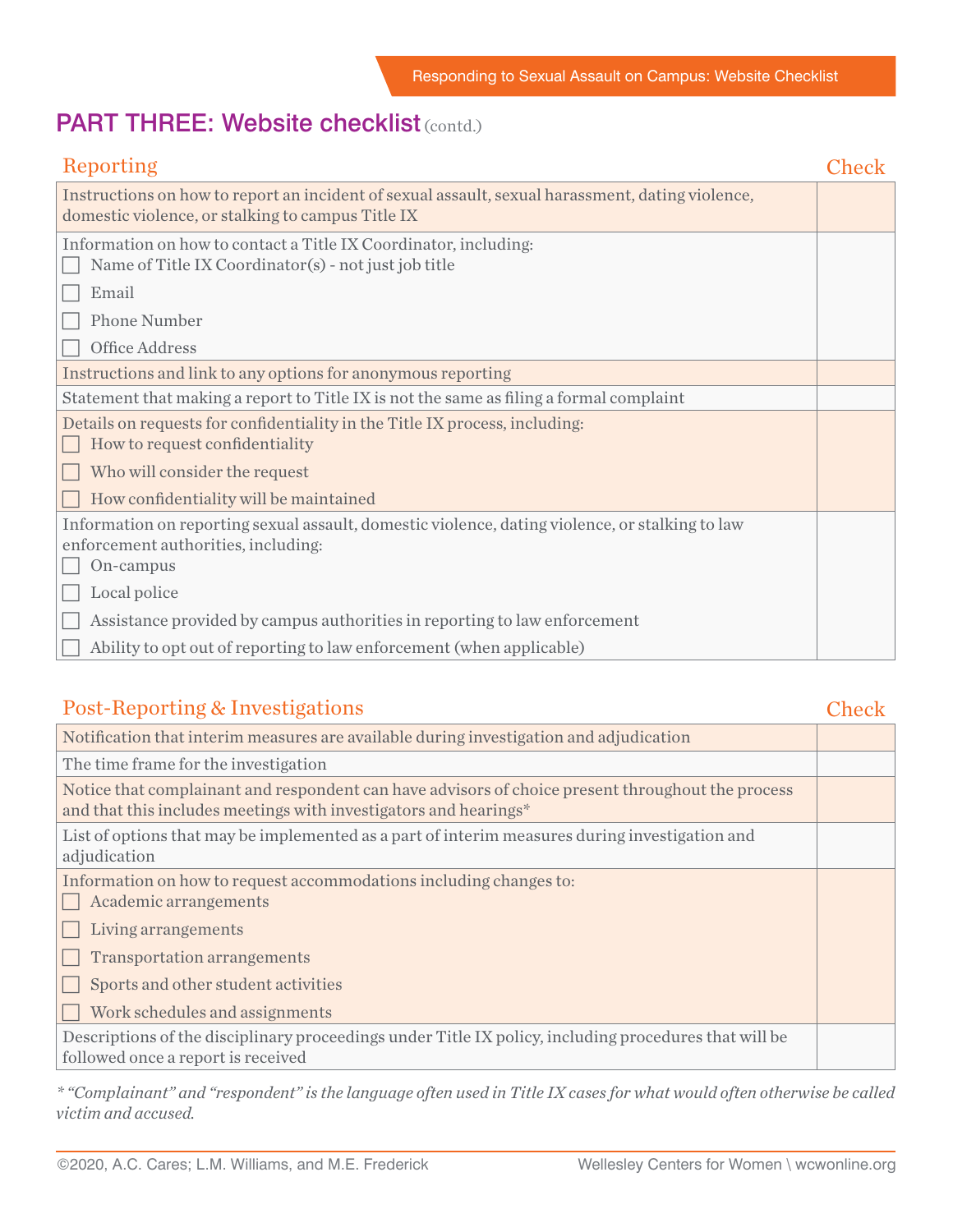## PART THREE: Website checklist (contd.)

| Reporting | Check |
| --- | --- |
| Instructions on how to report an incident of sexual assault, sexual harassment, dating violence, domestic violence, or stalking to campus Title IX | |
| Information on how to contact a Title IX Coordinator, including:<br>☐ Name of Title IX Coordinator(s) - not just job title<br>☐ Email<br>☐ Phone Number<br>☐ Office Address | |
| Instructions and link to any options for anonymous reporting | |
| Statement that making a report to Title IX is not the same as filing a formal complaint | |
| Details on requests for confidentiality in the Title IX process, including:<br>☐ How to request confidentiality<br>☐ Who will consider the request<br>☐ How confidentiality will be maintained | |
| Information on reporting sexual assault, domestic violence, dating violence, or stalking to law enforcement authorities, including:<br>☐ On-campus<br>☐ Local police<br>☐ Assistance provided by campus authorities in reporting to law enforcement<br>☐ Ability to opt out of reporting to law enforcement (when applicable) | |

| Post-Reporting & Investigations | Check |
| --- | --- |
| Notification that interim measures are available during investigation and adjudication | |
| The time frame for the investigation | |
| Notice that complainant and respondent can have advisors of choice present throughout the process and that this includes meetings with investigators and hearings* | |
| List of options that may be implemented as a part of interim measures during investigation and adjudication | |
| Information on how to request accommodations including changes to:<br>☐ Academic arrangements<br>☐ Living arrangements<br>☐ Transportation arrangements<br>☐ Sports and other student activities<br>☐ Work schedules and assignments | |
| Descriptions of the disciplinary proceedings under Title IX policy, including procedures that will be followed once a report is received | |

*\* "Complainant" and "respondent" is the language often used in Title IX cases for what would often otherwise be called victim and accused.*

©2020, A.C. Cares; L.M. Williams, and M.E. Frederick

Wellesley Centers for Women \ wcwonline.org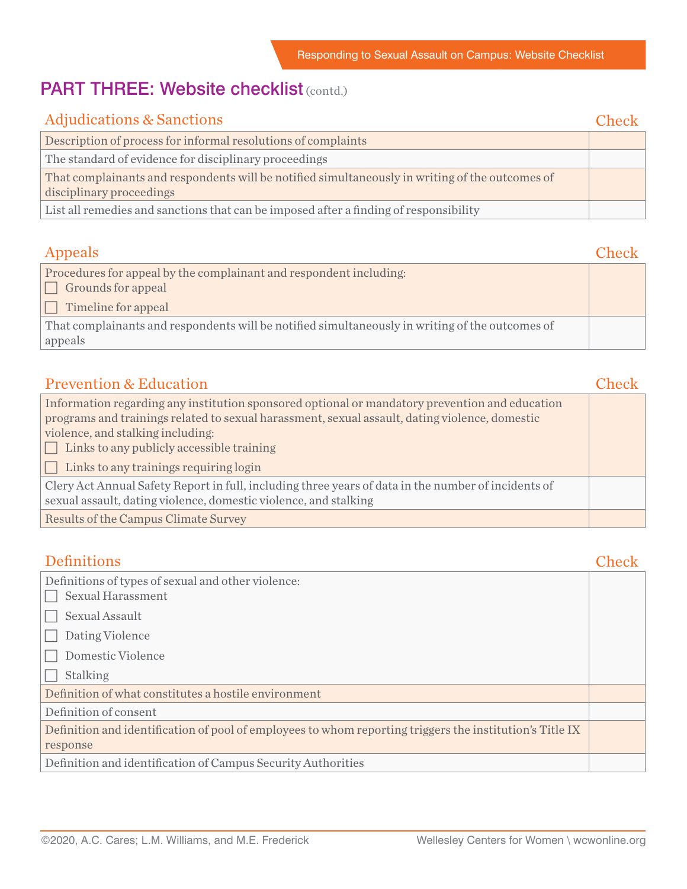## PART THREE: Website checklist (contd.)

| Adjudications & Sanctions | Check |
|---|---|
| Description of process for informal resolutions of complaints | |
| The standard of evidence for disciplinary proceedings | |
| That complainants and respondents will be notified simultaneously in writing of the outcomes of disciplinary proceedings | |
| List all remedies and sanctions that can be imposed after a finding of responsibility | |

| Appeals | Check |
|---|---|
| Procedures for appeal by the complainant and respondent including:<br>☐ Grounds for appeal<br>☐ Timeline for appeal | |
| That complainants and respondents will be notified simultaneously in writing of the outcomes of appeals | |

| Prevention & Education | Check |
|---|---|
| Information regarding any institution sponsored optional or mandatory prevention and education programs and trainings related to sexual harassment, sexual assault, dating violence, domestic violence, and stalking including:<br>☐ Links to any publicly accessible training<br>☐ Links to any trainings requiring login | |
| Clery Act Annual Safety Report in full, including three years of data in the number of incidents of sexual assault, dating violence, domestic violence, and stalking | |
| Results of the Campus Climate Survey | |

| Definitions | Check |
|---|---|
| Definitions of types of sexual and other violence:<br>☐ Sexual Harassment<br>☐ Sexual Assault<br>☐ Dating Violence<br>☐ Domestic Violence<br>☐ Stalking | |
| Definition of what constitutes a hostile environment | |
| Definition of consent | |
| Definition and identification of pool of employees to whom reporting triggers the institution's Title IX response | |
| Definition and identification of Campus Security Authorities | |